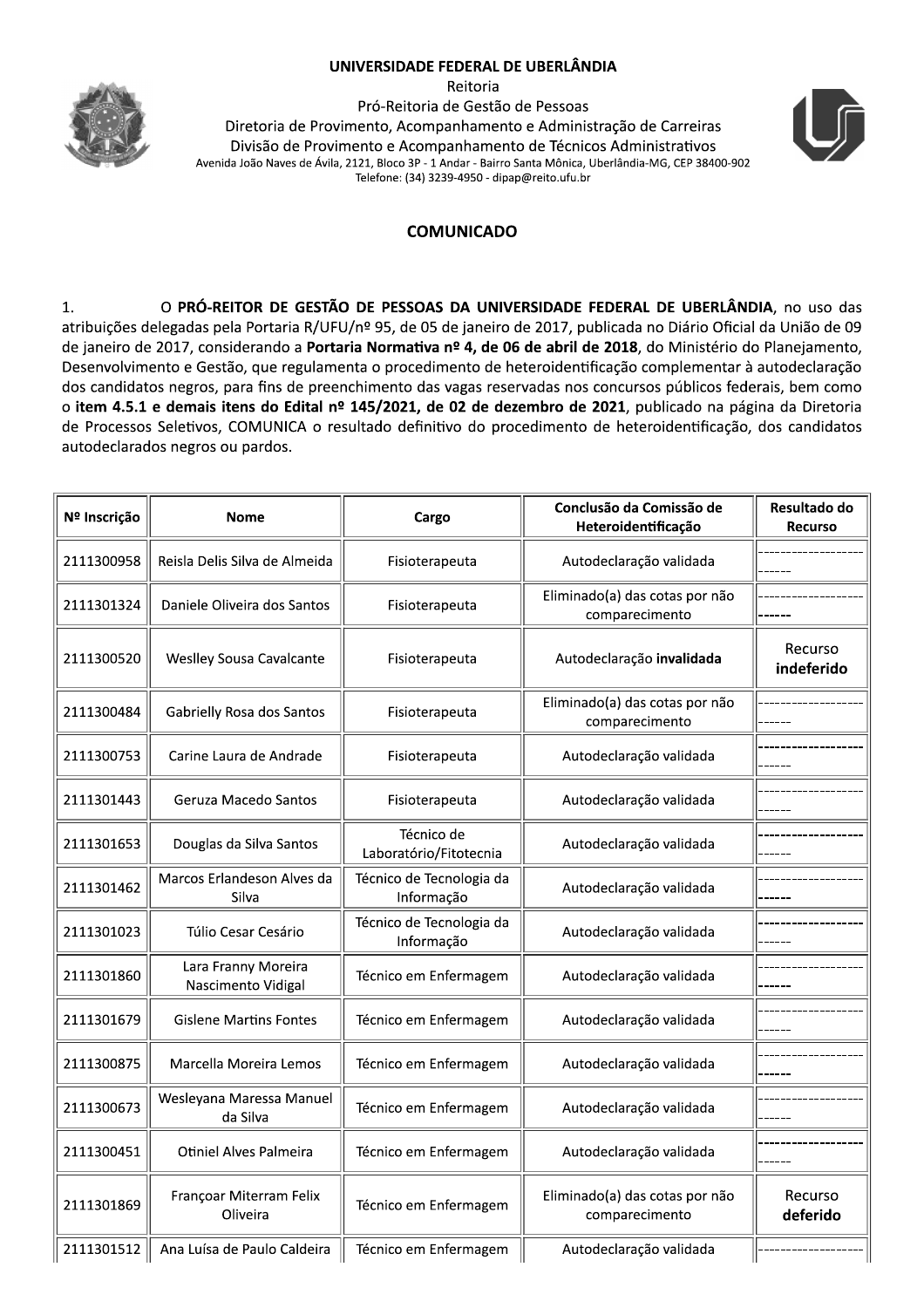**UNIVERSIDADE FEDERAL DE UBERLÂNDIA**
Reitoria
Pró-Reitoria de Gestão de Pessoas
Diretoria de Provimento, Acompanhamento e Administração de Carreiras
Divisão de Provimento e Acompanhamento de Técnicos Administrativos
Avenida João Naves de Ávila, 2121, Bloco 3P - 1 Andar - Bairro Santa Mônica, Uberlândia-MG, CEP 38400-902
Telefone: (34) 3239-4950 - dipap@reito.ufu.br

## COMUNICADO

1. O **PRÓ-REITOR DE GESTÃO DE PESSOAS DA UNIVERSIDADE FEDERAL DE UBERLÂNDIA**, no uso das atribuições delegadas pela Portaria R/UFU/nº 95, de 05 de janeiro de 2017, publicada no Diário Oficial da União de 09 de janeiro de 2017, considerando a **Portaria Normativa nº 4, de 06 de abril de 2018**, do Ministério do Planejamento, Desenvolvimento e Gestão, que regulamenta o procedimento de heteroidentificação complementar à autodeclaração dos candidatos negros, para fins de preenchimento das vagas reservadas nos concursos públicos federais, bem como o **item 4.5.1 e demais itens do Edital nº 145/2021, de 02 de dezembro de 2021**, publicado na página da Diretoria de Processos Seletivos, COMUNICA o resultado definitivo do procedimento de heteroidentificação, dos candidatos autodeclarados negros ou pardos.

| Nº Inscrição | Nome | Cargo | Conclusão da Comissão de Heteroidentificação | Resultado do Recurso |
|---|---|---|---|---|
| 2111300958 | Reisla Delis Silva de Almeida | Fisioterapeuta | Autodeclaração validada | ------------------------ |
| 2111301324 | Daniele Oliveira dos Santos | Fisioterapeuta | Eliminado(a) das cotas por não comparecimento | ------------------------ |
| 2111300520 | Weslley Sousa Cavalcante | Fisioterapeuta | Autodeclaração **invalidada** | Recurso **indeferido** |
| 2111300484 | Gabrielly Rosa dos Santos | Fisioterapeuta | Eliminado(a) das cotas por não comparecimento | ------------------------ |
| 2111300753 | Carine Laura de Andrade | Fisioterapeuta | Autodeclaração validada | ------------------------ |
| 2111301443 | Geruza Macedo Santos | Fisioterapeuta | Autodeclaração validada | ------------------------ |
| 2111301653 | Douglas da Silva Santos | Técnico de Laboratório/Fitotecnia | Autodeclaração validada | ------------------------ |
| 2111301462 | Marcos Erlandeson Alves da Silva | Técnico de Tecnologia da Informação | Autodeclaração validada | ------------------------ |
| 2111301023 | Túlio Cesar Cesário | Técnico de Tecnologia da Informação | Autodeclaração validada | ------------------------ |
| 2111301860 | Lara Franny Moreira Nascimento Vidigal | Técnico em Enfermagem | Autodeclaração validada | ------------------------ |
| 2111301679 | Gislene Martins Fontes | Técnico em Enfermagem | Autodeclaração validada | ------------------------ |
| 2111300875 | Marcella Moreira Lemos | Técnico em Enfermagem | Autodeclaração validada | ------------------------ |
| 2111300673 | Wesleyana Maressa Manuel da Silva | Técnico em Enfermagem | Autodeclaração validada | ------------------------ |
| 2111300451 | Otiniel Alves Palmeira | Técnico em Enfermagem | Autodeclaração validada | ------------------------ |
| 2111301869 | Françoar Miterram Felix Oliveira | Técnico em Enfermagem | Eliminado(a) das cotas por não comparecimento | Recurso **deferido** |
| 2111301512 | Ana Luísa de Paulo Caldeira | Técnico em Enfermagem | Autodeclaração validada | ------------------------ |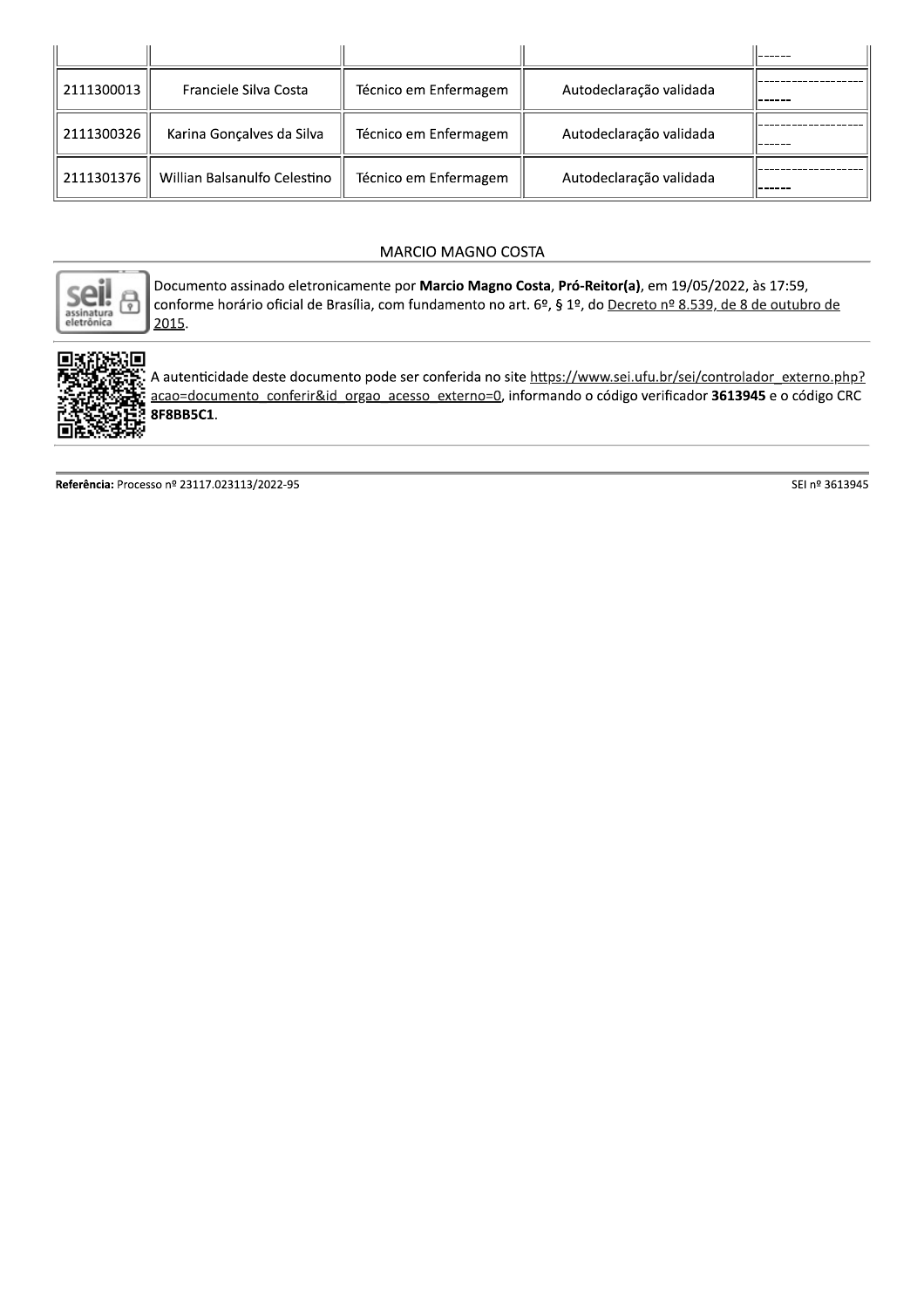| | | | | |
|---|---|---|---|---|
| | | | | ------ |
| 2111300013 | Franciele Silva Costa | Técnico em Enfermagem | Autodeclaração validada | ------------------------ |
| 2111300326 | Karina Gonçalves da Silva | Técnico em Enfermagem | Autodeclaração validada | ------------------------ |
| 2111301376 | Willian Balsanulfo Celestino | Técnico em Enfermagem | Autodeclaração validada | ------------------------ |

MARCIO MAGNO COSTA

Documento assinado eletronicamente por **Marcio Magno Costa**, **Pró-Reitor(a)**, em 19/05/2022, às 17:59, conforme horário oficial de Brasília, com fundamento no art. 6º, § 1º, do Decreto nº 8.539, de 8 de outubro de 2015.

A autenticidade deste documento pode ser conferida no site https://www.sei.ufu.br/sei/controlador_externo.php?acao=documento_conferir&id_orgao_acesso_externo=0, informando o código verificador **3613945** e o código CRC **8F8BB5C1**.

**Referência:** Processo nº 23117.023113/2022-95 SEI nº 3613945